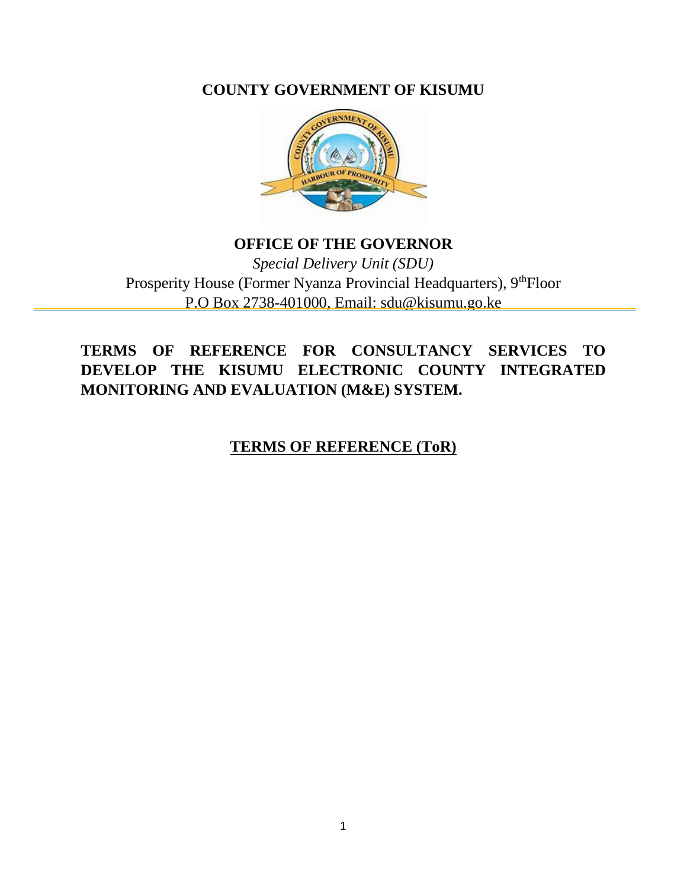# COUNTY GOVERNMENT OF KISUMU

## OFFICE OF THE GOVERNOR

*Special Delivery Unit (SDU)*

Prosperity House (Former Nyanza Provincial Headquarters), 9thFloor

P.O Box 2738-401000, Email: sdu@kisumu.go.ke

# TERMS OF REFERENCE FOR CONSULTANCY SERVICES TO DEVELOP THE KISUMU ELECTRONIC COUNTY INTEGRATED MONITORING AND EVALUATION (M&E) SYSTEM.

## TERMS OF REFERENCE (ToR)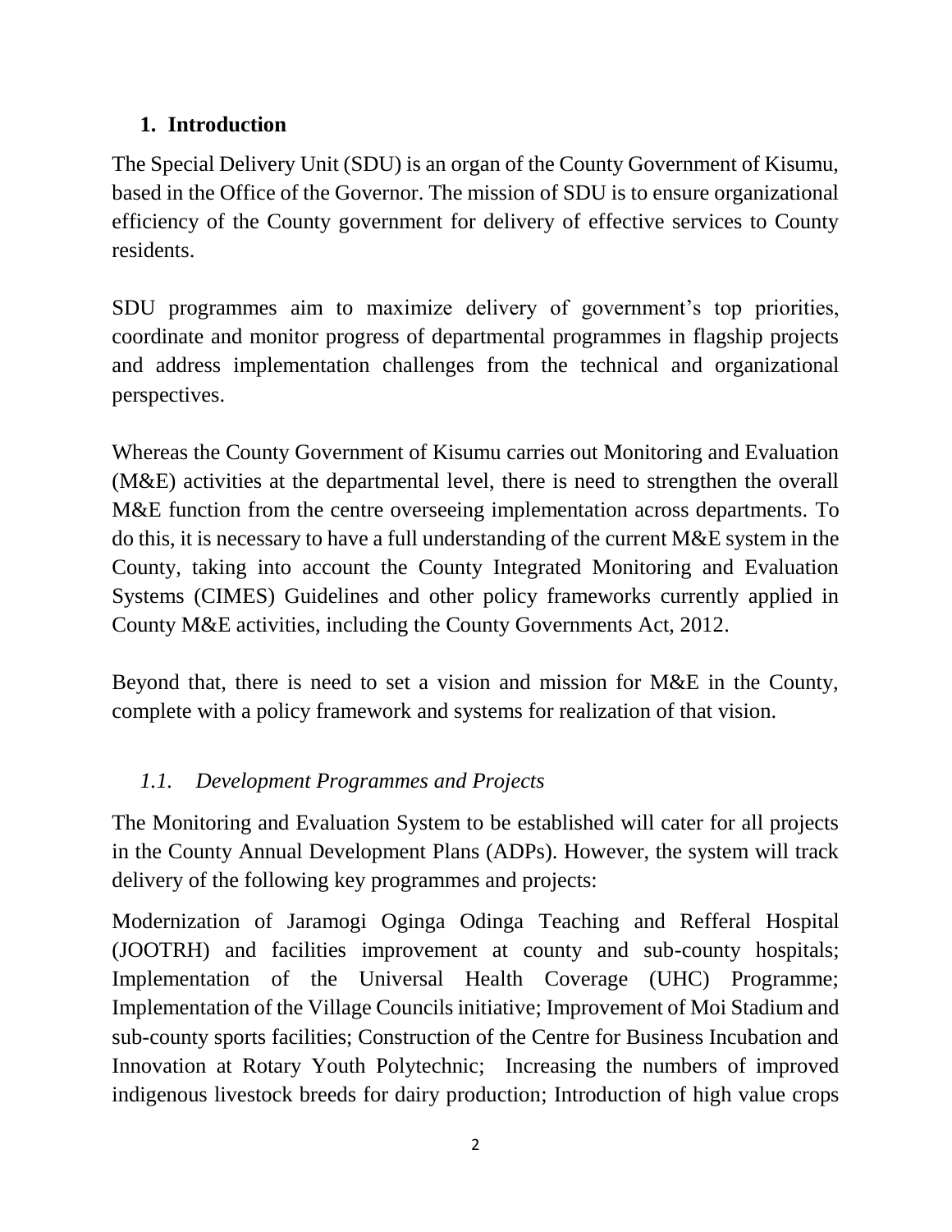## 1. Introduction

The Special Delivery Unit (SDU) is an organ of the County Government of Kisumu, based in the Office of the Governor. The mission of SDU is to ensure organizational efficiency of the County government for delivery of effective services to County residents.

SDU programmes aim to maximize delivery of government's top priorities, coordinate and monitor progress of departmental programmes in flagship projects and address implementation challenges from the technical and organizational perspectives.

Whereas the County Government of Kisumu carries out Monitoring and Evaluation (M&E) activities at the departmental level, there is need to strengthen the overall M&E function from the centre overseeing implementation across departments. To do this, it is necessary to have a full understanding of the current M&E system in the County, taking into account the County Integrated Monitoring and Evaluation Systems (CIMES) Guidelines and other policy frameworks currently applied in County M&E activities, including the County Governments Act, 2012.

Beyond that, there is need to set a vision and mission for M&E in the County, complete with a policy framework and systems for realization of that vision.

### *1.1. Development Programmes and Projects*

The Monitoring and Evaluation System to be established will cater for all projects in the County Annual Development Plans (ADPs). However, the system will track delivery of the following key programmes and projects:

Modernization of Jaramogi Oginga Odinga Teaching and Refferal Hospital (JOOTRH) and facilities improvement at county and sub-county hospitals; Implementation of the Universal Health Coverage (UHC) Programme; Implementation of the Village Councils initiative; Improvement of Moi Stadium and sub-county sports facilities; Construction of the Centre for Business Incubation and Innovation at Rotary Youth Polytechnic; Increasing the numbers of improved indigenous livestock breeds for dairy production; Introduction of high value crops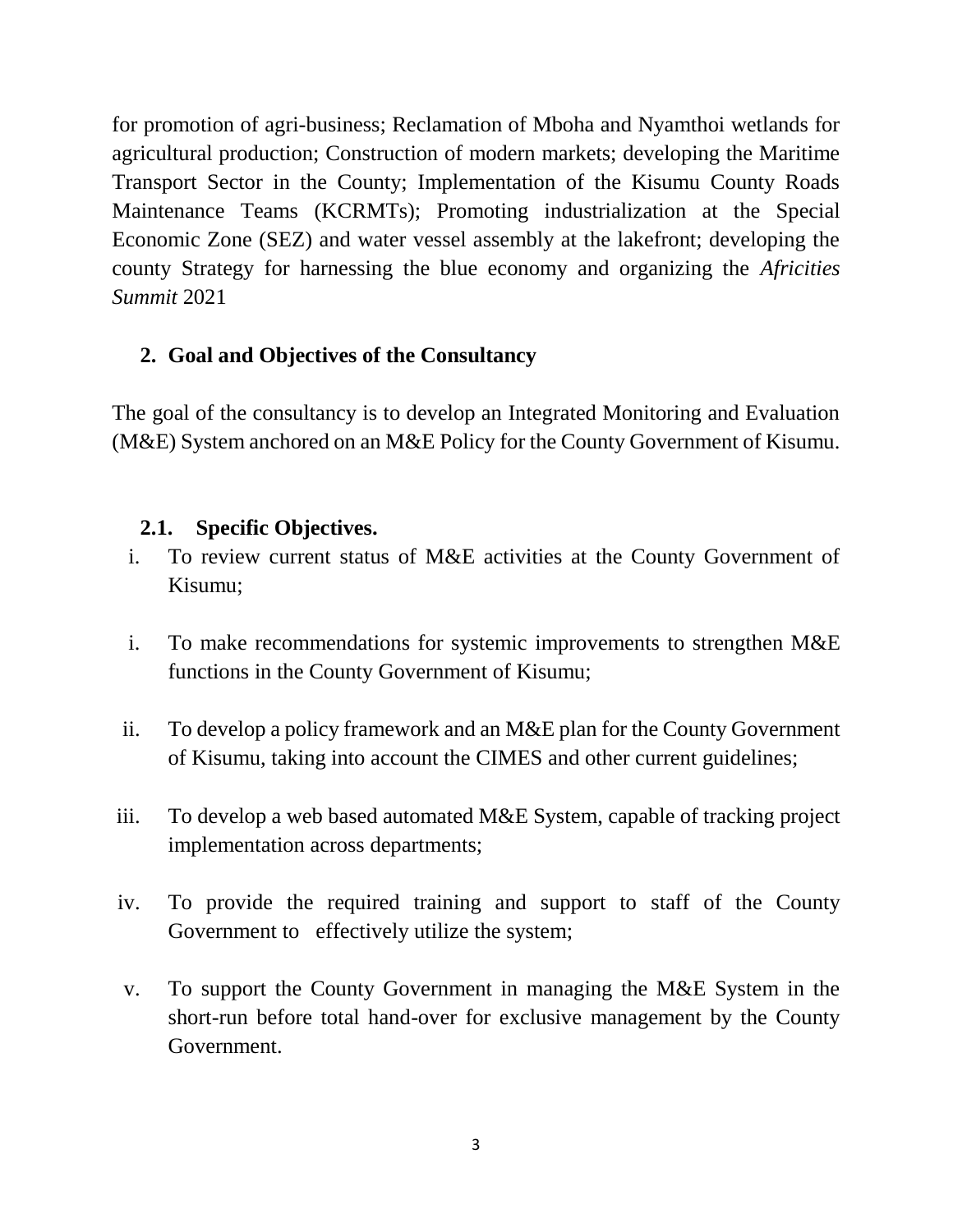for promotion of agri-business; Reclamation of Mboha and Nyamthoi wetlands for agricultural production; Construction of modern markets; developing the Maritime Transport Sector in the County; Implementation of the Kisumu County Roads Maintenance Teams (KCRMTs); Promoting industrialization at the Special Economic Zone (SEZ) and water vessel assembly at the lakefront; developing the county Strategy for harnessing the blue economy and organizing the *Africities Summit* 2021

## 2. Goal and Objectives of the Consultancy

The goal of the consultancy is to develop an Integrated Monitoring and Evaluation (M&E) System anchored on an M&E Policy for the County Government of Kisumu.

### 2.1. Specific Objectives.

i. To review current status of M&E activities at the County Government of Kisumu;

i. To make recommendations for systemic improvements to strengthen M&E functions in the County Government of Kisumu;

ii. To develop a policy framework and an M&E plan for the County Government of Kisumu, taking into account the CIMES and other current guidelines;

iii. To develop a web based automated M&E System, capable of tracking project implementation across departments;

iv. To provide the required training and support to staff of the County Government to effectively utilize the system;

v. To support the County Government in managing the M&E System in the short-run before total hand-over for exclusive management by the County Government.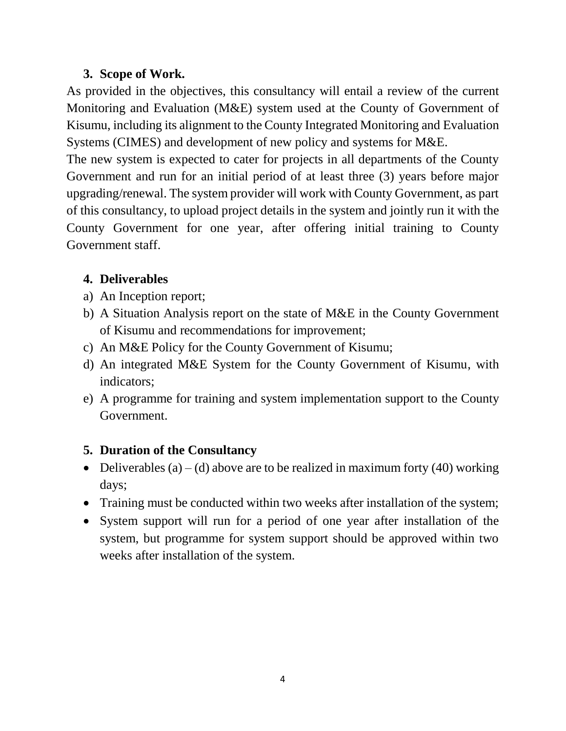## 3. Scope of Work.

As provided in the objectives, this consultancy will entail a review of the current Monitoring and Evaluation (M&E) system used at the County of Government of Kisumu, including its alignment to the County Integrated Monitoring and Evaluation Systems (CIMES) and development of new policy and systems for M&E.

The new system is expected to cater for projects in all departments of the County Government and run for an initial period of at least three (3) years before major upgrading/renewal. The system provider will work with County Government, as part of this consultancy, to upload project details in the system and jointly run it with the County Government for one year, after offering initial training to County Government staff.

## 4. Deliverables

a) An Inception report;
b) A Situation Analysis report on the state of M&E in the County Government of Kisumu and recommendations for improvement;
c) An M&E Policy for the County Government of Kisumu;
d) An integrated M&E System for the County Government of Kisumu, with indicators;
e) A programme for training and system implementation support to the County Government.

## 5. Duration of the Consultancy

- Deliverables (a) – (d) above are to be realized in maximum forty (40) working days;
- Training must be conducted within two weeks after installation of the system;
- System support will run for a period of one year after installation of the system, but programme for system support should be approved within two weeks after installation of the system.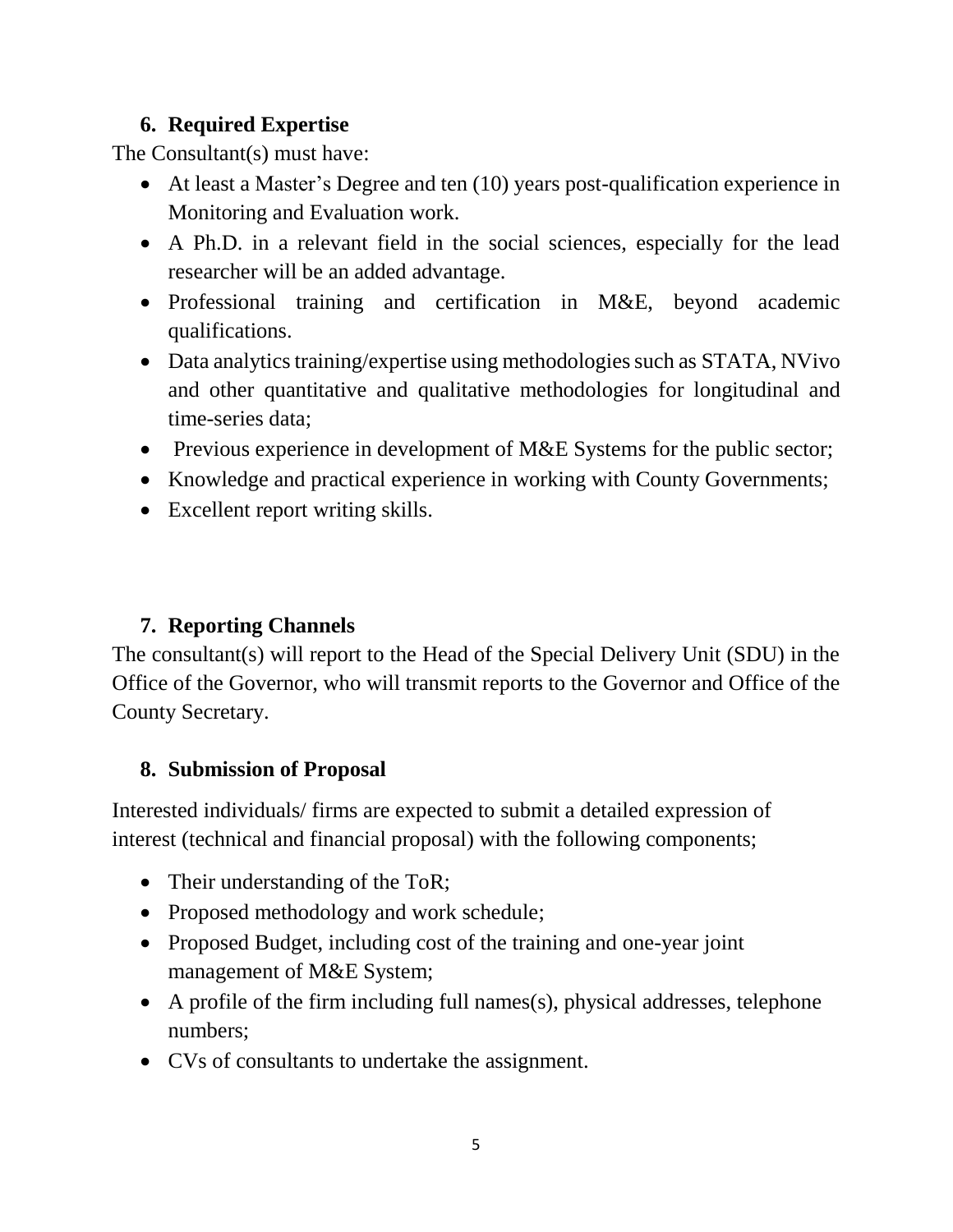## 6. Required Expertise

The Consultant(s) must have:

- At least a Master's Degree and ten (10) years post-qualification experience in Monitoring and Evaluation work.
- A Ph.D. in a relevant field in the social sciences, especially for the lead researcher will be an added advantage.
- Professional training and certification in M&E, beyond academic qualifications.
- Data analytics training/expertise using methodologies such as STATA, NVivo and other quantitative and qualitative methodologies for longitudinal and time-series data;
- Previous experience in development of M&E Systems for the public sector;
- Knowledge and practical experience in working with County Governments;
- Excellent report writing skills.

## 7. Reporting Channels

The consultant(s) will report to the Head of the Special Delivery Unit (SDU) in the Office of the Governor, who will transmit reports to the Governor and Office of the County Secretary.

## 8. Submission of Proposal

Interested individuals/ firms are expected to submit a detailed expression of interest (technical and financial proposal) with the following components;

- Their understanding of the ToR;
- Proposed methodology and work schedule;
- Proposed Budget, including cost of the training and one-year joint management of M&E System;
- A profile of the firm including full names(s), physical addresses, telephone numbers;
- CVs of consultants to undertake the assignment.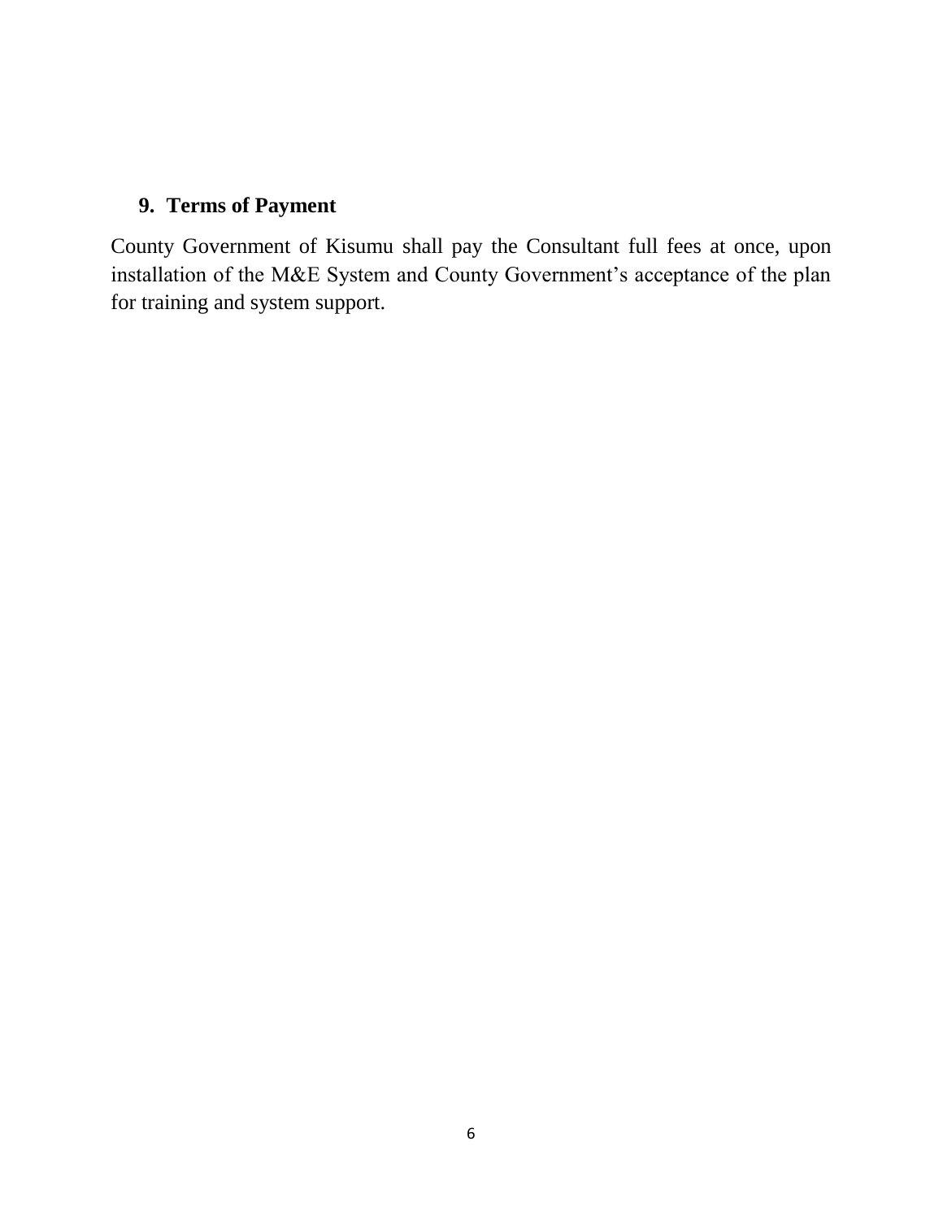## 9. Terms of Payment

County Government of Kisumu shall pay the Consultant full fees at once, upon installation of the M&E System and County Government's acceptance of the plan for training and system support.